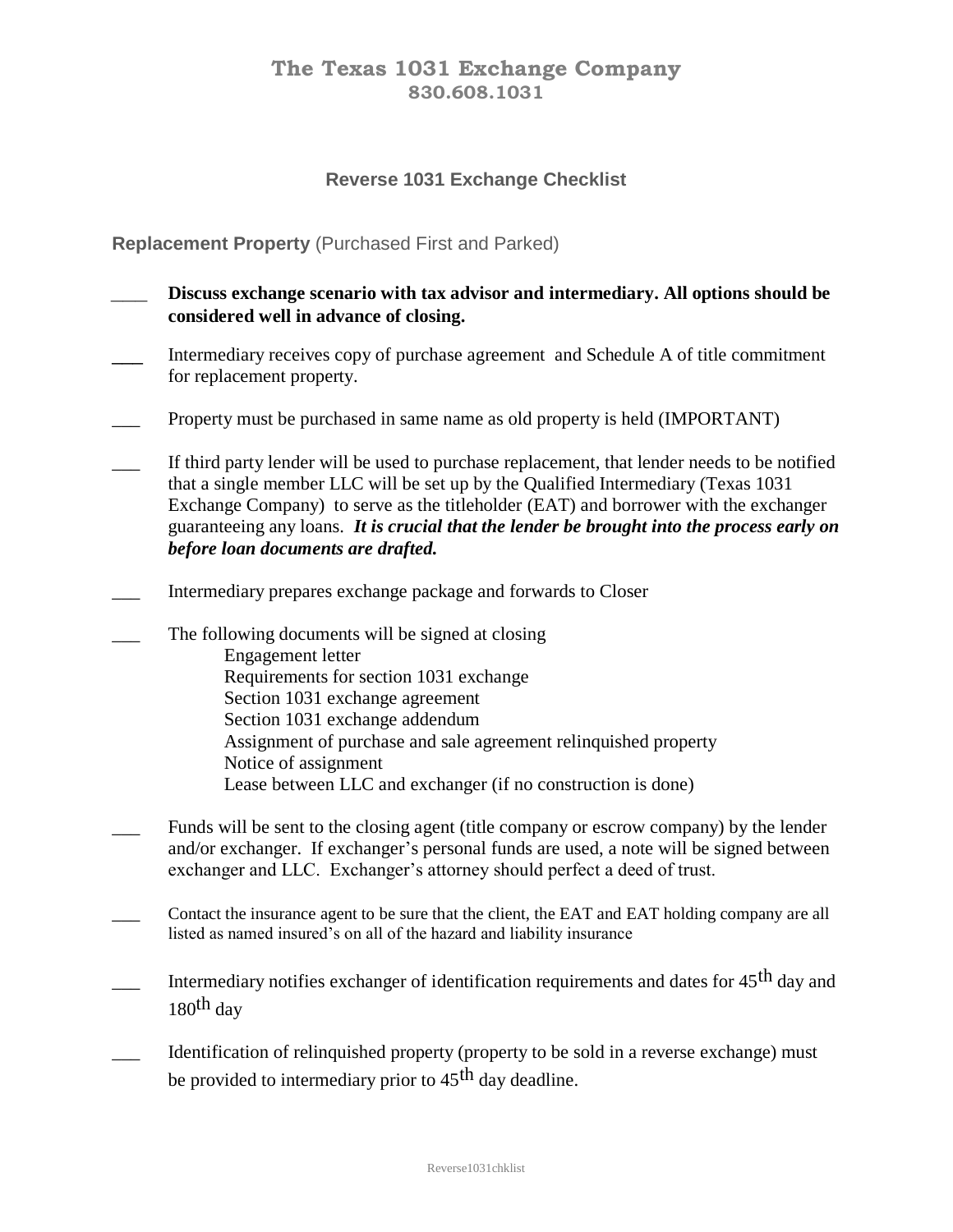# The Texas 1031 Exchange Company
**830.608.1031**

## Reverse 1031 Exchange Checklist

**Replacement Property** (Purchased First and Parked)

____ **Discuss exchange scenario with tax advisor and intermediary. All options should be considered well in advance of closing.**

___ Intermediary receives copy of purchase agreement and Schedule A of title commitment for replacement property.

___ Property must be purchased in same name as old property is held (IMPORTANT)

___ If third party lender will be used to purchase replacement, that lender needs to be notified that a single member LLC will be set up by the Qualified Intermediary (Texas 1031 Exchange Company) to serve as the titleholder (EAT) and borrower with the exchanger guaranteeing any loans. ***It is crucial that the lender be brought into the process early on before loan documents are drafted.***

___ Intermediary prepares exchange package and forwards to Closer

___ The following documents will be signed at closing
- Engagement letter
- Requirements for section 1031 exchange
- Section 1031 exchange agreement
- Section 1031 exchange addendum
- Assignment of purchase and sale agreement relinquished property
- Notice of assignment
- Lease between LLC and exchanger (if no construction is done)

___ Funds will be sent to the closing agent (title company or escrow company) by the lender and/or exchanger. If exchanger's personal funds are used, a note will be signed between exchanger and LLC. Exchanger's attorney should perfect a deed of trust.

___ Contact the insurance agent to be sure that the client, the EAT and EAT holding company are all listed as named insured's on all of the hazard and liability insurance

___ Intermediary notifies exchanger of identification requirements and dates for 45th day and 180th day

___ Identification of relinquished property (property to be sold in a reverse exchange) must be provided to intermediary prior to 45th day deadline.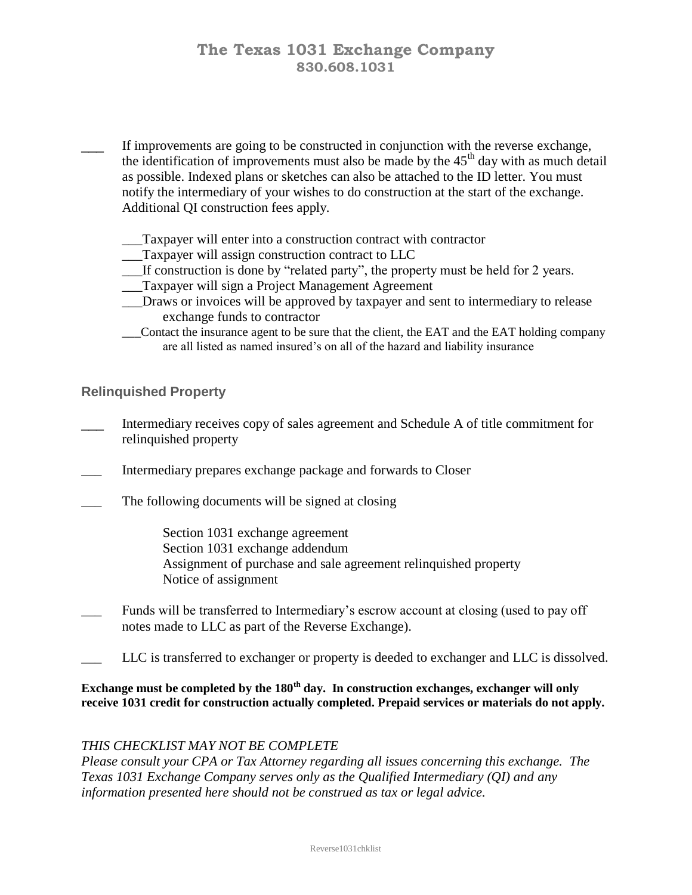\_\_\_ If improvements are going to be constructed in conjunction with the reverse exchange, the identification of improvements must also be made by the 45th day with as much detail as possible. Indexed plans or sketches can also be attached to the ID letter. You must notify the intermediary of your wishes to do construction at the start of the exchange. Additional QI construction fees apply.

- \_\_\_Taxpayer will enter into a construction contract with contractor
- \_\_\_Taxpayer will assign construction contract to LLC
- \_\_\_If construction is done by "related party", the property must be held for 2 years.
- \_\_\_Taxpayer will sign a Project Management Agreement
- \_\_\_Draws or invoices will be approved by taxpayer and sent to intermediary to release exchange funds to contractor
- \_\_\_Contact the insurance agent to be sure that the client, the EAT and the EAT holding company are all listed as named insured's on all of the hazard and liability insurance

## Relinquished Property

\_\_\_ Intermediary receives copy of sales agreement and Schedule A of title commitment for relinquished property

\_\_\_ Intermediary prepares exchange package and forwards to Closer

\_\_\_ The following documents will be signed at closing

Section 1031 exchange agreement
Section 1031 exchange addendum
Assignment of purchase and sale agreement relinquished property
Notice of assignment

\_\_\_ Funds will be transferred to Intermediary's escrow account at closing (used to pay off notes made to LLC as part of the Reverse Exchange).

\_\_\_ LLC is transferred to exchanger or property is deeded to exchanger and LLC is dissolved.

**Exchange must be completed by the 180th day. In construction exchanges, exchanger will only receive 1031 credit for construction actually completed. Prepaid services or materials do not apply.**

*THIS CHECKLIST MAY NOT BE COMPLETE*
*Please consult your CPA or Tax Attorney regarding all issues concerning this exchange. The Texas 1031 Exchange Company serves only as the Qualified Intermediary (QI) and any information presented here should not be construed as tax or legal advice.*